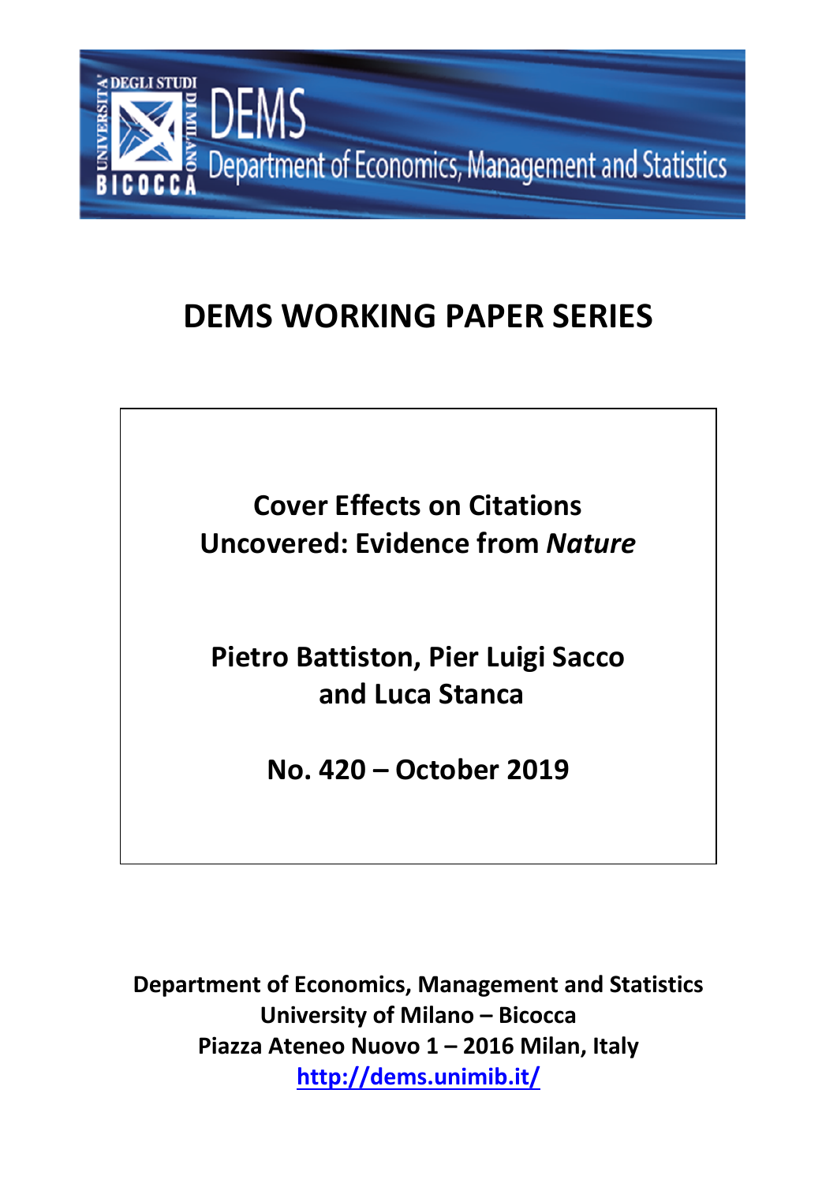# DEMS WORKING PAPER SERIES

## Cover Effects on Citations Uncovered: Evidence from *Nature*

**Pietro Battiston, Pier Luigi Sacco and Luca Stanca**

**No. 420 – October 2019**

**Department of Economics, Management and Statistics**
**University of Milano – Bicocca**
**Piazza Ateneo Nuovo 1 – 2016 Milan, Italy**
**http://dems.unimib.it/**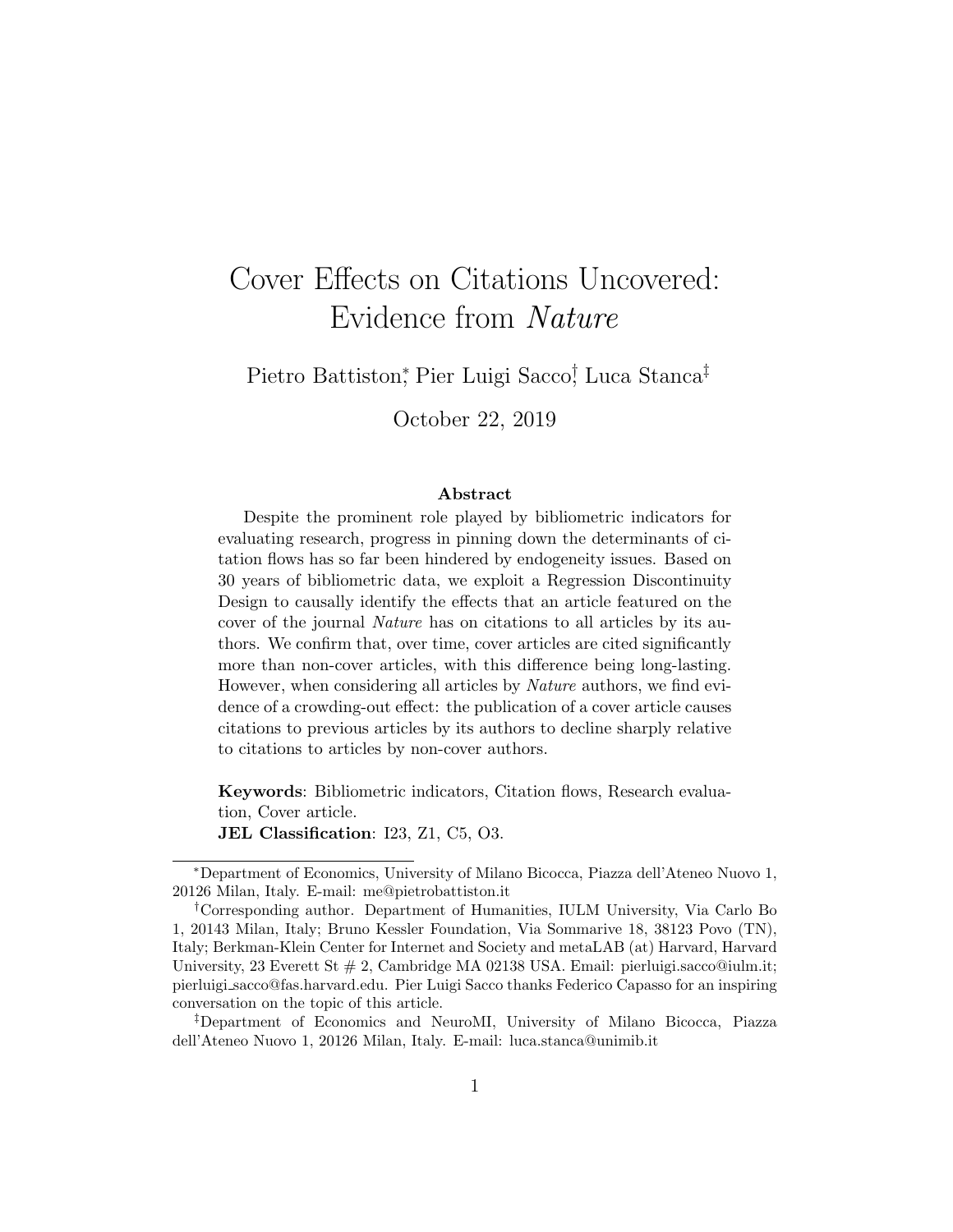# Cover Effects on Citations Uncovered: Evidence from *Nature*

Pietro Battiston[*], Pier Luigi Sacco[†], Luca Stanca[‡]

October 22, 2019

**Abstract**

Despite the prominent role played by bibliometric indicators for evaluating research, progress in pinning down the determinants of citation flows has so far been hindered by endogeneity issues. Based on 30 years of bibliometric data, we exploit a Regression Discontinuity Design to causally identify the effects that an article featured on the cover of the journal *Nature* has on citations to all articles by its authors. We confirm that, over time, cover articles are cited significantly more than non-cover articles, with this difference being long-lasting. However, when considering all articles by *Nature* authors, we find evidence of a crowding-out effect: the publication of a cover article causes citations to previous articles by its authors to decline sharply relative to citations to articles by non-cover authors.

**Keywords**: Bibliometric indicators, Citation flows, Research evaluation, Cover article.

**JEL Classification**: I23, Z1, C5, O3.

---

[*] Department of Economics, University of Milano Bicocca, Piazza dell'Ateneo Nuovo 1, 20126 Milan, Italy. E-mail: me@pietrobattiston.it

[†] Corresponding author. Department of Humanities, IULM University, Via Carlo Bo 1, 20143 Milan, Italy; Bruno Kessler Foundation, Via Sommarive 18, 38123 Povo (TN), Italy; Berkman-Klein Center for Internet and Society and metaLAB (at) Harvard, Harvard University, 23 Everett St # 2, Cambridge MA 02138 USA. Email: pierluigi.sacco@iulm.it; pierluigi_sacco@fas.harvard.edu. Pier Luigi Sacco thanks Federico Capasso for an inspiring conversation on the topic of this article.

[‡] Department of Economics and NeuroMI, University of Milano Bicocca, Piazza dell'Ateneo Nuovo 1, 20126 Milan, Italy. E-mail: luca.stanca@unimib.it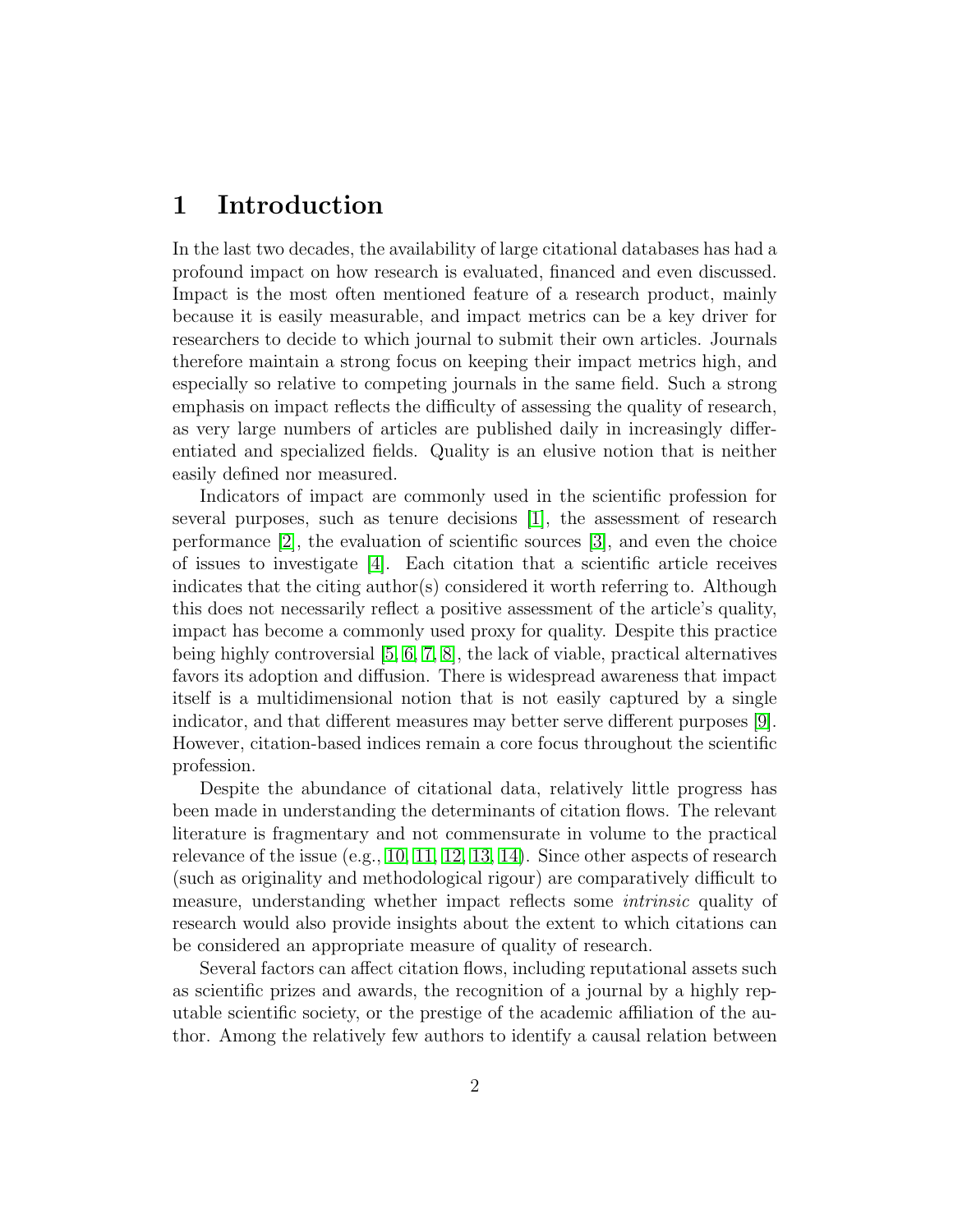# 1 Introduction

In the last two decades, the availability of large citational databases has had a profound impact on how research is evaluated, financed and even discussed. Impact is the most often mentioned feature of a research product, mainly because it is easily measurable, and impact metrics can be a key driver for researchers to decide to which journal to submit their own articles. Journals therefore maintain a strong focus on keeping their impact metrics high, and especially so relative to competing journals in the same field. Such a strong emphasis on impact reflects the difficulty of assessing the quality of research, as very large numbers of articles are published daily in increasingly differentiated and specialized fields. Quality is an elusive notion that is neither easily defined nor measured.

Indicators of impact are commonly used in the scientific profession for several purposes, such as tenure decisions [1], the assessment of research performance [2], the evaluation of scientific sources [3], and even the choice of issues to investigate [4]. Each citation that a scientific article receives indicates that the citing author(s) considered it worth referring to. Although this does not necessarily reflect a positive assessment of the article's quality, impact has become a commonly used proxy for quality. Despite this practice being highly controversial [5, 6, 7, 8], the lack of viable, practical alternatives favors its adoption and diffusion. There is widespread awareness that impact itself is a multidimensional notion that is not easily captured by a single indicator, and that different measures may better serve different purposes [9]. However, citation-based indices remain a core focus throughout the scientific profession.

Despite the abundance of citational data, relatively little progress has been made in understanding the determinants of citation flows. The relevant literature is fragmentary and not commensurate in volume to the practical relevance of the issue (e.g., 10, 11, 12, 13, 14). Since other aspects of research (such as originality and methodological rigour) are comparatively difficult to measure, understanding whether impact reflects some *intrinsic* quality of research would also provide insights about the extent to which citations can be considered an appropriate measure of quality of research.

Several factors can affect citation flows, including reputational assets such as scientific prizes and awards, the recognition of a journal by a highly reputable scientific society, or the prestige of the academic affiliation of the author. Among the relatively few authors to identify a causal relation between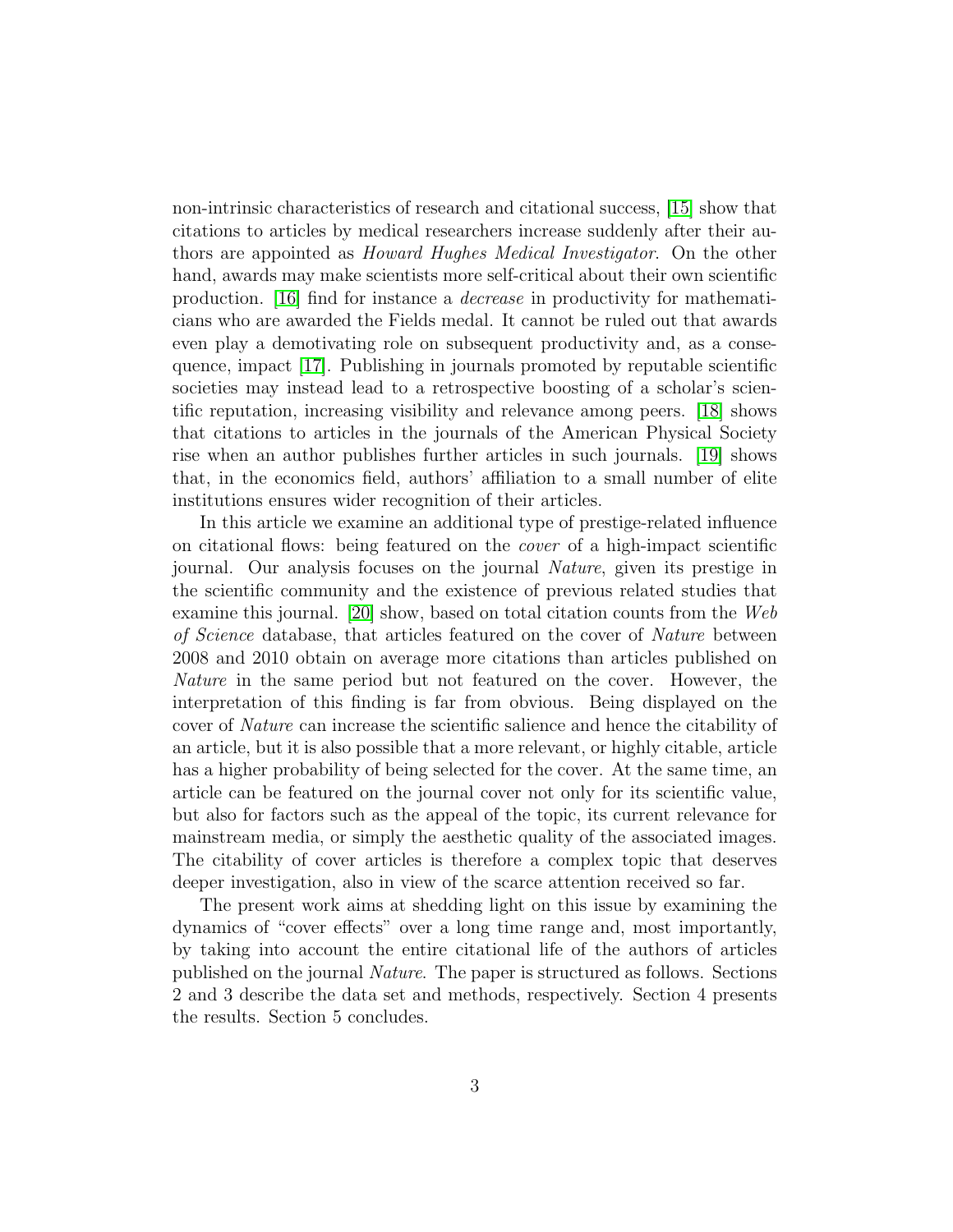non-intrinsic characteristics of research and citational success, [15] show that citations to articles by medical researchers increase suddenly after their authors are appointed as *Howard Hughes Medical Investigator*. On the other hand, awards may make scientists more self-critical about their own scientific production. [16] find for instance a *decrease* in productivity for mathematicians who are awarded the Fields medal. It cannot be ruled out that awards even play a demotivating role on subsequent productivity and, as a consequence, impact [17]. Publishing in journals promoted by reputable scientific societies may instead lead to a retrospective boosting of a scholar's scientific reputation, increasing visibility and relevance among peers. [18] shows that citations to articles in the journals of the American Physical Society rise when an author publishes further articles in such journals. [19] shows that, in the economics field, authors' affiliation to a small number of elite institutions ensures wider recognition of their articles.

In this article we examine an additional type of prestige-related influence on citational flows: being featured on the *cover* of a high-impact scientific journal. Our analysis focuses on the journal *Nature*, given its prestige in the scientific community and the existence of previous related studies that examine this journal. [20] show, based on total citation counts from the *Web of Science* database, that articles featured on the cover of *Nature* between 2008 and 2010 obtain on average more citations than articles published on *Nature* in the same period but not featured on the cover. However, the interpretation of this finding is far from obvious. Being displayed on the cover of *Nature* can increase the scientific salience and hence the citability of an article, but it is also possible that a more relevant, or highly citable, article has a higher probability of being selected for the cover. At the same time, an article can be featured on the journal cover not only for its scientific value, but also for factors such as the appeal of the topic, its current relevance for mainstream media, or simply the aesthetic quality of the associated images. The citability of cover articles is therefore a complex topic that deserves deeper investigation, also in view of the scarce attention received so far.

The present work aims at shedding light on this issue by examining the dynamics of "cover effects" over a long time range and, most importantly, by taking into account the entire citational life of the authors of articles published on the journal *Nature*. The paper is structured as follows. Sections 2 and 3 describe the data set and methods, respectively. Section 4 presents the results. Section 5 concludes.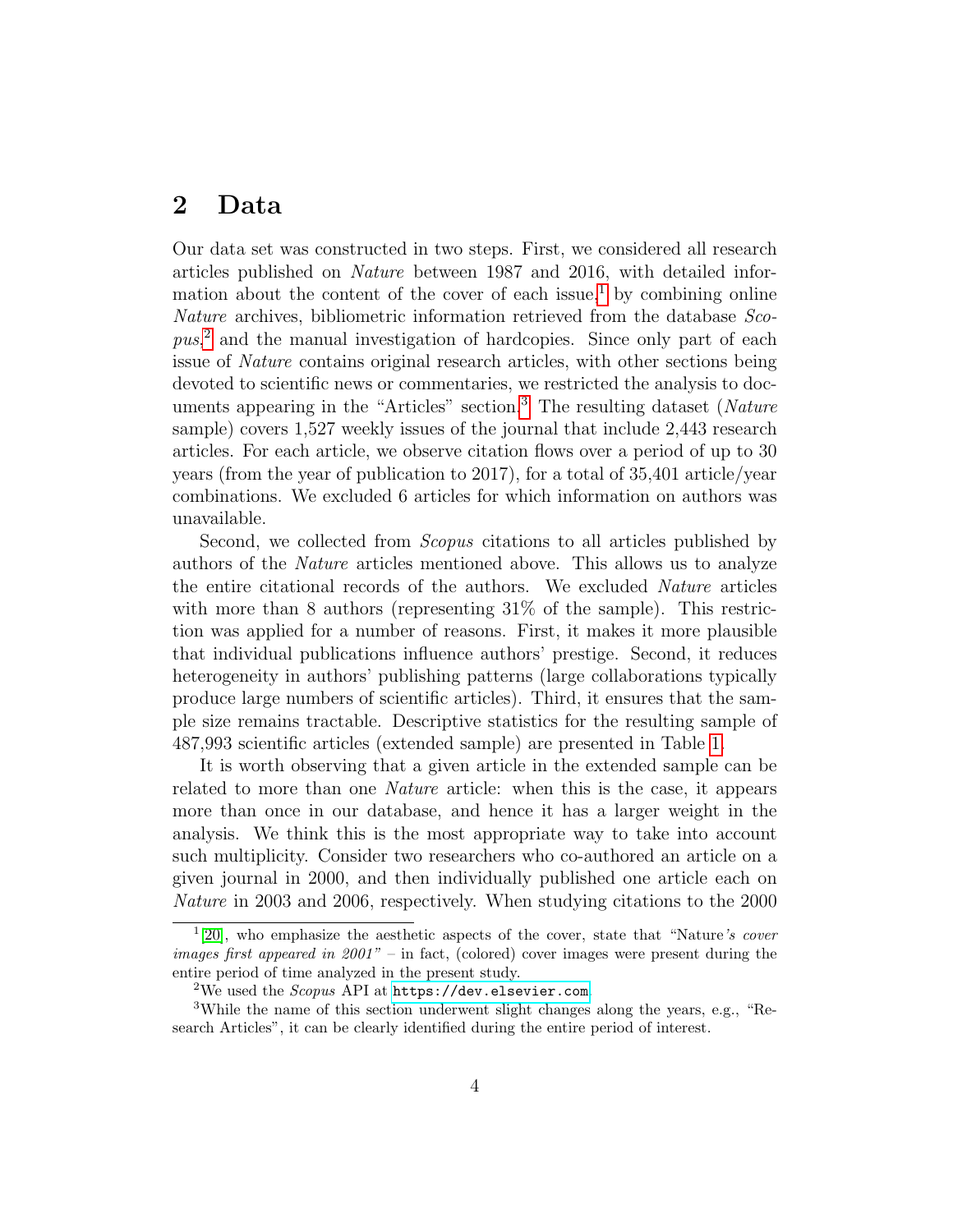## 2 Data

Our data set was constructed in two steps. First, we considered all research articles published on *Nature* between 1987 and 2016, with detailed information about the content of the cover of each issue,[1] by combining online *Nature* archives, bibliometric information retrieved from the database *Scopus*,[2] and the manual investigation of hardcopies. Since only part of each issue of *Nature* contains original research articles, with other sections being devoted to scientific news or commentaries, we restricted the analysis to documents appearing in the "Articles" section.[3] The resulting dataset (*Nature* sample) covers 1,527 weekly issues of the journal that include 2,443 research articles. For each article, we observe citation flows over a period of up to 30 years (from the year of publication to 2017), for a total of 35,401 article/year combinations. We excluded 6 articles for which information on authors was unavailable.

Second, we collected from *Scopus* citations to all articles published by authors of the *Nature* articles mentioned above. This allows us to analyze the entire citational records of the authors. We excluded *Nature* articles with more than 8 authors (representing 31% of the sample). This restriction was applied for a number of reasons. First, it makes it more plausible that individual publications influence authors' prestige. Second, it reduces heterogeneity in authors' publishing patterns (large collaborations typically produce large numbers of scientific articles). Third, it ensures that the sample size remains tractable. Descriptive statistics for the resulting sample of 487,993 scientific articles (extended sample) are presented in Table 1.

It is worth observing that a given article in the extended sample can be related to more than one *Nature* article: when this is the case, it appears more than once in our database, and hence it has a larger weight in the analysis. We think this is the most appropriate way to take into account such multiplicity. Consider two researchers who co-authored an article on a given journal in 2000, and then individually published one article each on *Nature* in 2003 and 2006, respectively. When studying citations to the 2000

---

[1] [20], who emphasize the aesthetic aspects of the cover, state that "Nature*'s cover images first appeared in 2001"* – in fact, (colored) cover images were present during the entire period of time analyzed in the present study.

[2] We used the *Scopus* API at https://dev.elsevier.com.

[3] While the name of this section underwent slight changes along the years, e.g., "Research Articles", it can be clearly identified during the entire period of interest.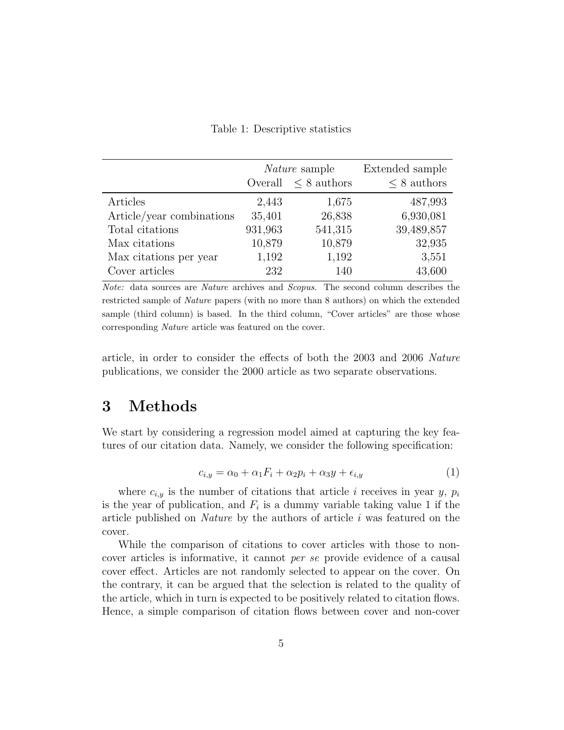Table 1: Descriptive statistics

| | *Nature* sample | | Extended sample |
|---|---|---|---|
| | Overall | $\leq 8$ authors | $\leq 8$ authors |
| Articles | 2,443 | 1,675 | 487,993 |
| Article/year combinations | 35,401 | 26,838 | 6,930,081 |
| Total citations | 931,963 | 541,315 | 39,489,857 |
| Max citations | 10,879 | 10,879 | 32,935 |
| Max citations per year | 1,192 | 1,192 | 3,551 |
| Cover articles | 232 | 140 | 43,600 |

*Note:* data sources are *Nature* archives and *Scopus*. The second column describes the restricted sample of *Nature* papers (with no more than 8 authors) on which the extended sample (third column) is based. In the third column, "Cover articles" are those whose corresponding *Nature* article was featured on the cover.

article, in order to consider the effects of both the 2003 and 2006 *Nature* publications, we consider the 2000 article as two separate observations.

# 3 Methods

We start by considering a regression model aimed at capturing the key features of our citation data. Namely, we consider the following specification:

$$c_{i,y} = \alpha_0 + \alpha_1 F_i + \alpha_2 p_i + \alpha_3 y + \epsilon_{i,y} \tag{1}$$

where $c_{i,y}$ is the number of citations that article $i$ receives in year $y$, $p_i$ is the year of publication, and $F_i$ is a dummy variable taking value 1 if the article published on *Nature* by the authors of article $i$ was featured on the cover.

While the comparison of citations to cover articles with those to non-cover articles is informative, it cannot *per se* provide evidence of a causal cover effect. Articles are not randomly selected to appear on the cover. On the contrary, it can be argued that the selection is related to the quality of the article, which in turn is expected to be positively related to citation flows. Hence, a simple comparison of citation flows between cover and non-cover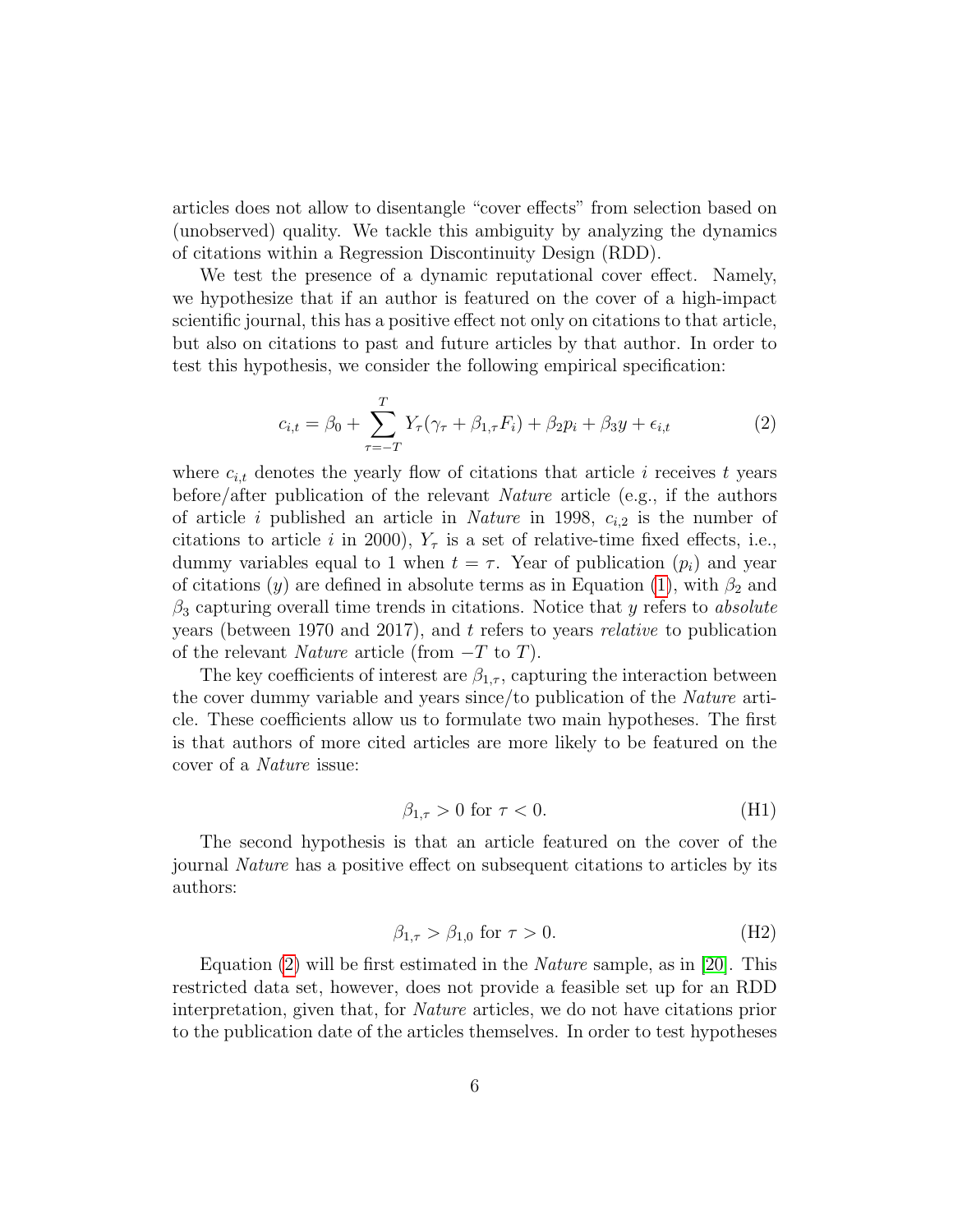articles does not allow to disentangle "cover effects" from selection based on (unobserved) quality. We tackle this ambiguity by analyzing the dynamics of citations within a Regression Discontinuity Design (RDD).

We test the presence of a dynamic reputational cover effect. Namely, we hypothesize that if an author is featured on the cover of a high-impact scientific journal, this has a positive effect not only on citations to that article, but also on citations to past and future articles by that author. In order to test this hypothesis, we consider the following empirical specification:

$$c_{i,t} = \beta_0 + \sum_{\tau=-T}^{T} Y_\tau(\gamma_\tau + \beta_{1,\tau} F_i) + \beta_2 p_i + \beta_3 y + \epsilon_{i,t} \tag{2}$$

where $c_{i,t}$ denotes the yearly flow of citations that article $i$ receives $t$ years before/after publication of the relevant *Nature* article (e.g., if the authors of article $i$ published an article in *Nature* in 1998, $c_{i,2}$ is the number of citations to article $i$ in 2000), $Y_\tau$ is a set of relative-time fixed effects, i.e., dummy variables equal to 1 when $t = \tau$. Year of publication ($p_i$) and year of citations ($y$) are defined in absolute terms as in Equation (1), with $\beta_2$ and $\beta_3$ capturing overall time trends in citations. Notice that $y$ refers to *absolute* years (between 1970 and 2017), and $t$ refers to years *relative* to publication of the relevant *Nature* article (from $-T$ to $T$).

The key coefficients of interest are $\beta_{1,\tau}$, capturing the interaction between the cover dummy variable and years since/to publication of the *Nature* article. These coefficients allow us to formulate two main hypotheses. The first is that authors of more cited articles are more likely to be featured on the cover of a *Nature* issue:

$$\beta_{1,\tau} > 0 \text{ for } \tau < 0. \tag{H1}$$

The second hypothesis is that an article featured on the cover of the journal *Nature* has a positive effect on subsequent citations to articles by its authors:

$$\beta_{1,\tau} > \beta_{1,0} \text{ for } \tau > 0. \tag{H2}$$

Equation (2) will be first estimated in the *Nature* sample, as in [20]. This restricted data set, however, does not provide a feasible set up for an RDD interpretation, given that, for *Nature* articles, we do not have citations prior to the publication date of the articles themselves. In order to test hypotheses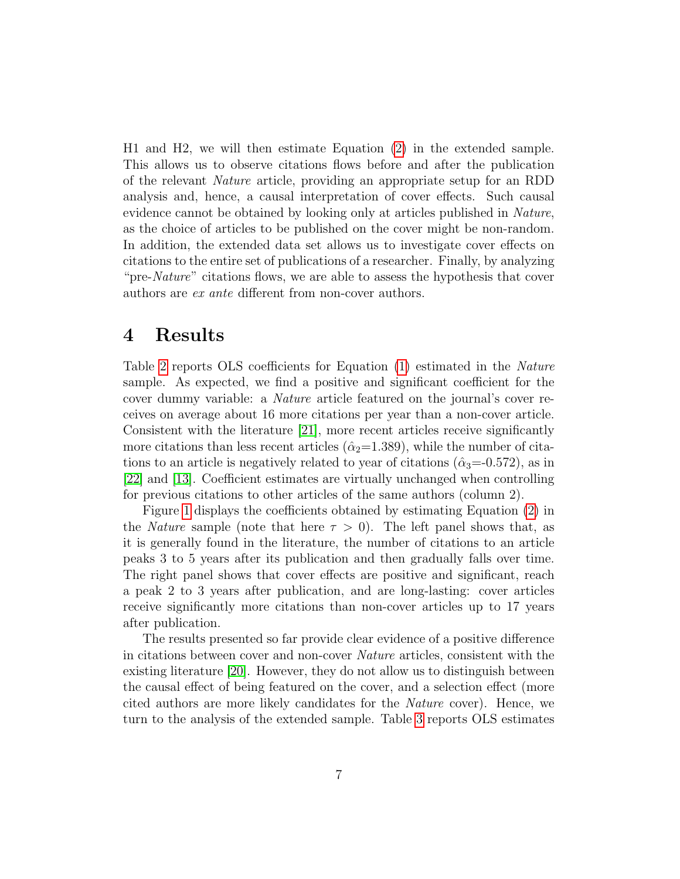H1 and H2, we will then estimate Equation (2) in the extended sample. This allows us to observe citations flows before and after the publication of the relevant *Nature* article, providing an appropriate setup for an RDD analysis and, hence, a causal interpretation of cover effects. Such causal evidence cannot be obtained by looking only at articles published in *Nature*, as the choice of articles to be published on the cover might be non-random. In addition, the extended data set allows us to investigate cover effects on citations to the entire set of publications of a researcher. Finally, by analyzing "pre-*Nature*" citations flows, we are able to assess the hypothesis that cover authors are *ex ante* different from non-cover authors.

# 4 Results

Table 2 reports OLS coefficients for Equation (1) estimated in the *Nature* sample. As expected, we find a positive and significant coefficient for the cover dummy variable: a *Nature* article featured on the journal's cover receives on average about 16 more citations per year than a non-cover article. Consistent with the literature [21], more recent articles receive significantly more citations than less recent articles ($\hat{\alpha}_2$=1.389), while the number of citations to an article is negatively related to year of citations ($\hat{\alpha}_3$=-0.572), as in [22] and [13]. Coefficient estimates are virtually unchanged when controlling for previous citations to other articles of the same authors (column 2).

Figure 1 displays the coefficients obtained by estimating Equation (2) in the *Nature* sample (note that here $\tau > 0$). The left panel shows that, as it is generally found in the literature, the number of citations to an article peaks 3 to 5 years after its publication and then gradually falls over time. The right panel shows that cover effects are positive and significant, reach a peak 2 to 3 years after publication, and are long-lasting: cover articles receive significantly more citations than non-cover articles up to 17 years after publication.

The results presented so far provide clear evidence of a positive difference in citations between cover and non-cover *Nature* articles, consistent with the existing literature [20]. However, they do not allow us to distinguish between the causal effect of being featured on the cover, and a selection effect (more cited authors are more likely candidates for the *Nature* cover). Hence, we turn to the analysis of the extended sample. Table 3 reports OLS estimates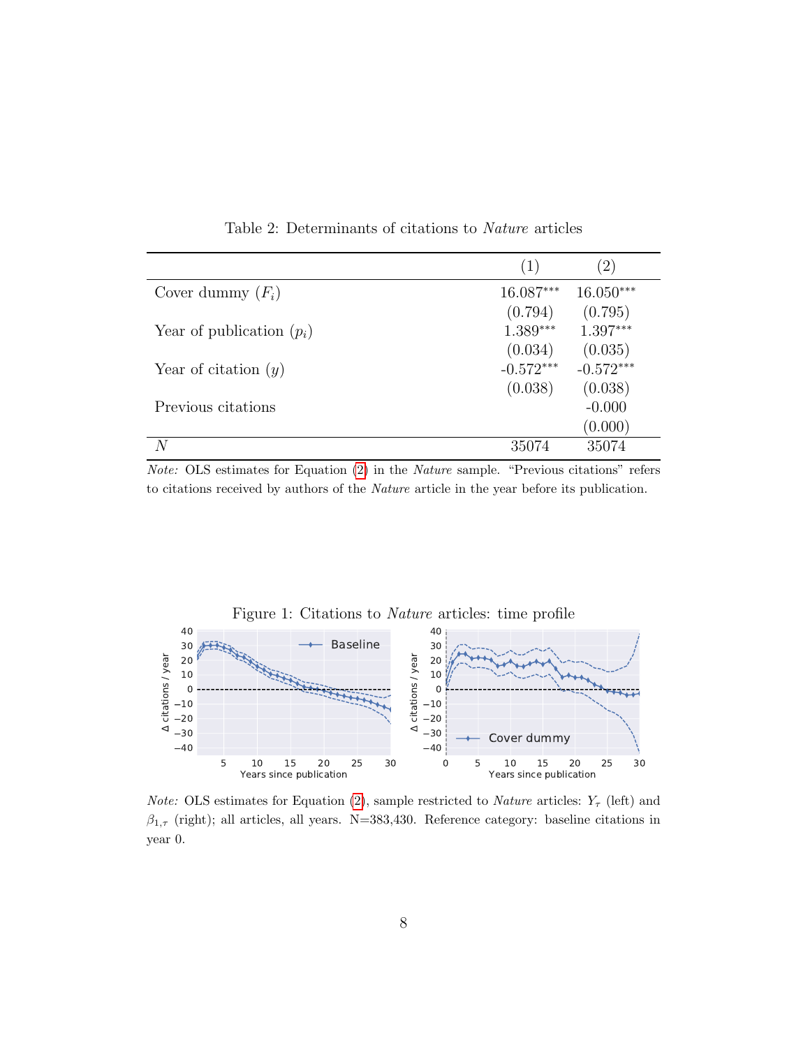Table 2: Determinants of citations to *Nature* articles

| | (1) | (2) |
|---|---|---|
| Cover dummy ($F_i$) | 16.087*** | 16.050*** |
| | (0.794) | (0.795) |
| Year of publication ($p_i$) | 1.389*** | 1.397*** |
| | (0.034) | (0.035) |
| Year of citation ($y$) | -0.572*** | -0.572*** |
| | (0.038) | (0.038) |
| Previous citations | | -0.000 |
| | | (0.000) |
| $N$ | 35074 | 35074 |

*Note:* OLS estimates for Equation (2) in the *Nature* sample. "Previous citations" refers to citations received by authors of the *Nature* article in the year before its publication.

Figure 1: Citations to *Nature* articles: time profile

*Note:* OLS estimates for Equation (2), sample restricted to *Nature* articles: $Y_\tau$ (left) and $\beta_{1,\tau}$ (right); all articles, all years. N=383,430. Reference category: baseline citations in year 0.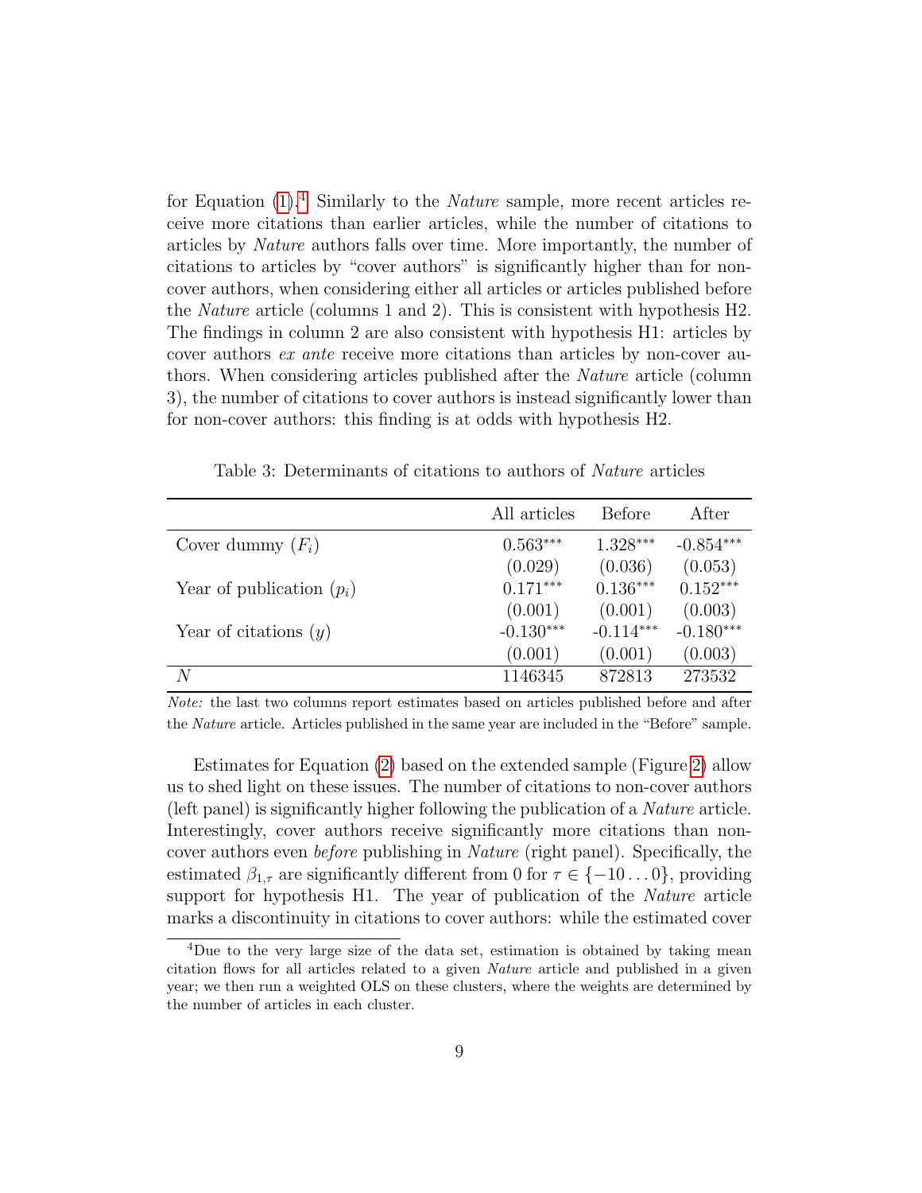for Equation (1).[4] Similarly to the *Nature* sample, more recent articles receive more citations than earlier articles, while the number of citations to articles by *Nature* authors falls over time. More importantly, the number of citations to articles by "cover authors" is significantly higher than for non-cover authors, when considering either all articles or articles published before the *Nature* article (columns 1 and 2). This is consistent with hypothesis H2. The findings in column 2 are also consistent with hypothesis H1: articles by cover authors *ex ante* receive more citations than articles by non-cover authors. When considering articles published after the *Nature* article (column 3), the number of citations to cover authors is instead significantly lower than for non-cover authors: this finding is at odds with hypothesis H2.

Table 3: Determinants of citations to authors of *Nature* articles

| | All articles | Before | After |
|---|---|---|---|
| Cover dummy ($F_i$) | 0.563*** | 1.328*** | -0.854*** |
| | (0.029) | (0.036) | (0.053) |
| Year of publication ($p_i$) | 0.171*** | 0.136*** | 0.152*** |
| | (0.001) | (0.001) | (0.003) |
| Year of citations ($y$) | -0.130*** | -0.114*** | -0.180*** |
| | (0.001) | (0.001) | (0.003) |
| $N$ | 1146345 | 872813 | 273532 |

*Note:* the last two columns report estimates based on articles published before and after the *Nature* article. Articles published in the same year are included in the "Before" sample.

Estimates for Equation (2) based on the extended sample (Figure 2) allow us to shed light on these issues. The number of citations to non-cover authors (left panel) is significantly higher following the publication of a *Nature* article. Interestingly, cover authors receive significantly more citations than non-cover authors even *before* publishing in *Nature* (right panel). Specifically, the estimated $\beta_{1,\tau}$ are significantly different from 0 for $\tau \in \{-10 \dots 0\}$, providing support for hypothesis H1. The year of publication of the *Nature* article marks a discontinuity in citations to cover authors: while the estimated cover

[4] Due to the very large size of the data set, estimation is obtained by taking mean citation flows for all articles related to a given *Nature* article and published in a given year; we then run a weighted OLS on these clusters, where the weights are determined by the number of articles in each cluster.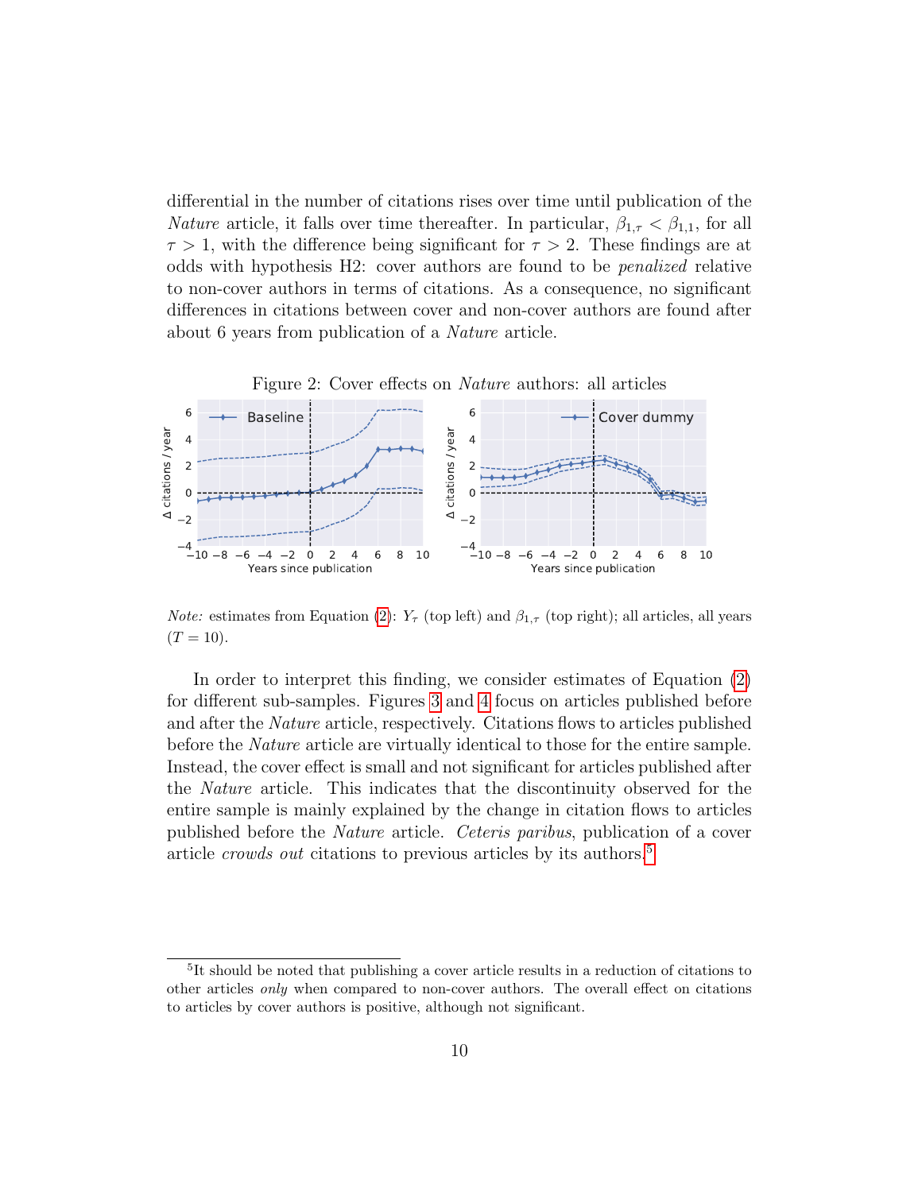differential in the number of citations rises over time until publication of the *Nature* article, it falls over time thereafter. In particular, $\beta_{1,\tau} < \beta_{1,1}$, for all $\tau > 1$, with the difference being significant for $\tau > 2$. These findings are at odds with hypothesis H2: cover authors are found to be *penalized* relative to non-cover authors in terms of citations. As a consequence, no significant differences in citations between cover and non-cover authors are found after about 6 years from publication of a *Nature* article.

Figure 2: Cover effects on *Nature* authors: all articles

*Note:* estimates from Equation (2): $Y_\tau$ (top left) and $\beta_{1,\tau}$ (top right); all articles, all years ($T = 10$).

In order to interpret this finding, we consider estimates of Equation (2) for different sub-samples. Figures 3 and 4 focus on articles published before and after the *Nature* article, respectively. Citations flows to articles published before the *Nature* article are virtually identical to those for the entire sample. Instead, the cover effect is small and not significant for articles published after the *Nature* article. This indicates that the discontinuity observed for the entire sample is mainly explained by the change in citation flows to articles published before the *Nature* article. *Ceteris paribus*, publication of a cover article *crowds out* citations to previous articles by its authors.[5]

[5]It should be noted that publishing a cover article results in a reduction of citations to other articles *only* when compared to non-cover authors. The overall effect on citations to articles by cover authors is positive, although not significant.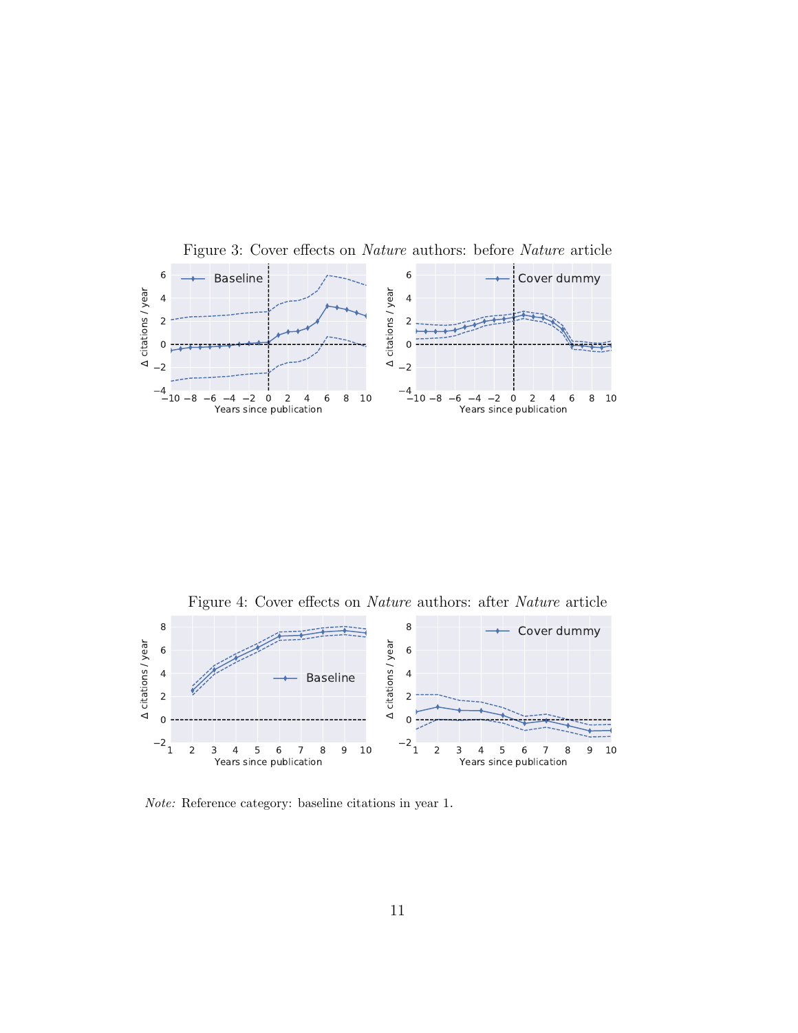Figure 3: Cover effects on *Nature* authors: before *Nature* article

Figure 4: Cover effects on *Nature* authors: after *Nature* article

*Note:* Reference category: baseline citations in year 1.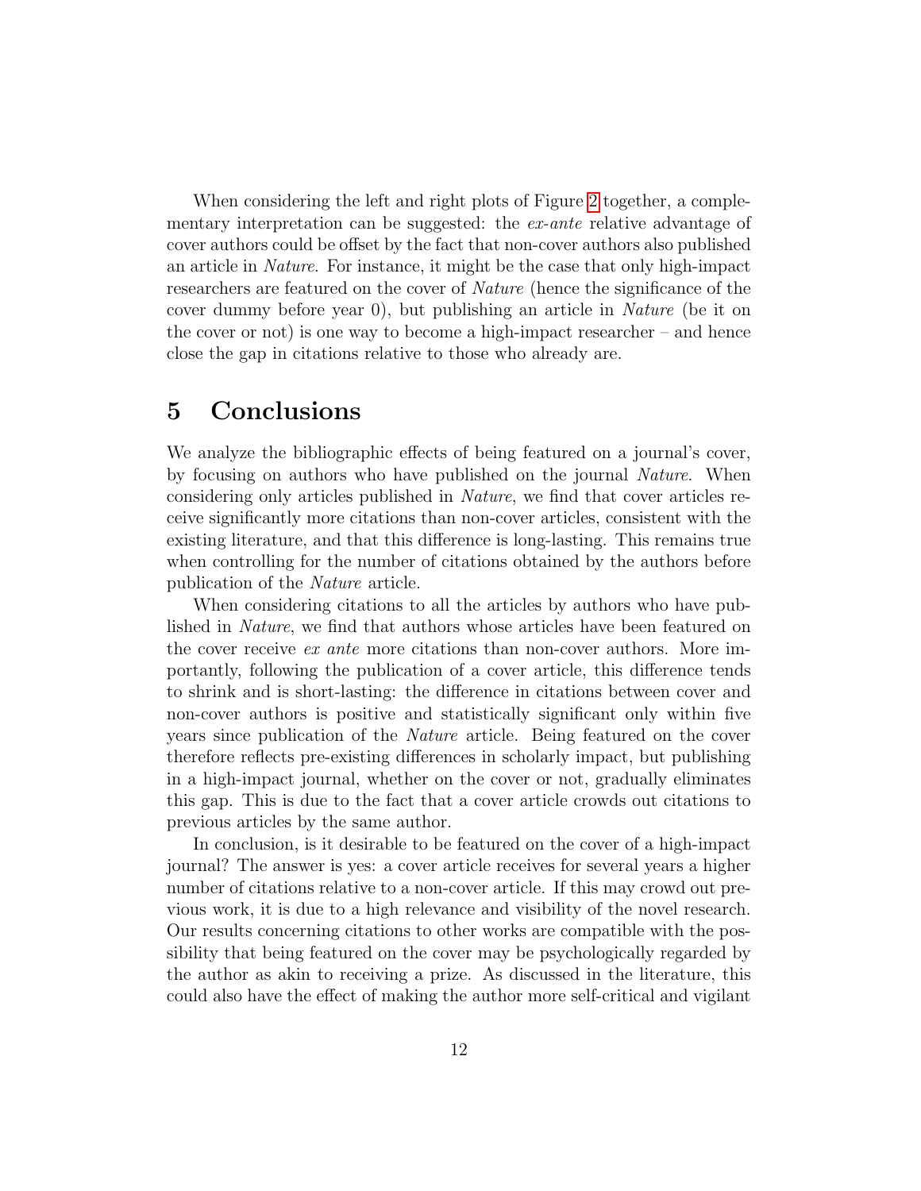When considering the left and right plots of Figure 2 together, a complementary interpretation can be suggested: the *ex-ante* relative advantage of cover authors could be offset by the fact that non-cover authors also published an article in *Nature*. For instance, it might be the case that only high-impact researchers are featured on the cover of *Nature* (hence the significance of the cover dummy before year 0), but publishing an article in *Nature* (be it on the cover or not) is one way to become a high-impact researcher – and hence close the gap in citations relative to those who already are.

# 5 Conclusions

We analyze the bibliographic effects of being featured on a journal's cover, by focusing on authors who have published on the journal *Nature*. When considering only articles published in *Nature*, we find that cover articles receive significantly more citations than non-cover articles, consistent with the existing literature, and that this difference is long-lasting. This remains true when controlling for the number of citations obtained by the authors before publication of the *Nature* article.

When considering citations to all the articles by authors who have published in *Nature*, we find that authors whose articles have been featured on the cover receive *ex ante* more citations than non-cover authors. More importantly, following the publication of a cover article, this difference tends to shrink and is short-lasting: the difference in citations between cover and non-cover authors is positive and statistically significant only within five years since publication of the *Nature* article. Being featured on the cover therefore reflects pre-existing differences in scholarly impact, but publishing in a high-impact journal, whether on the cover or not, gradually eliminates this gap. This is due to the fact that a cover article crowds out citations to previous articles by the same author.

In conclusion, is it desirable to be featured on the cover of a high-impact journal? The answer is yes: a cover article receives for several years a higher number of citations relative to a non-cover article. If this may crowd out previous work, it is due to a high relevance and visibility of the novel research. Our results concerning citations to other works are compatible with the possibility that being featured on the cover may be psychologically regarded by the author as akin to receiving a prize. As discussed in the literature, this could also have the effect of making the author more self-critical and vigilant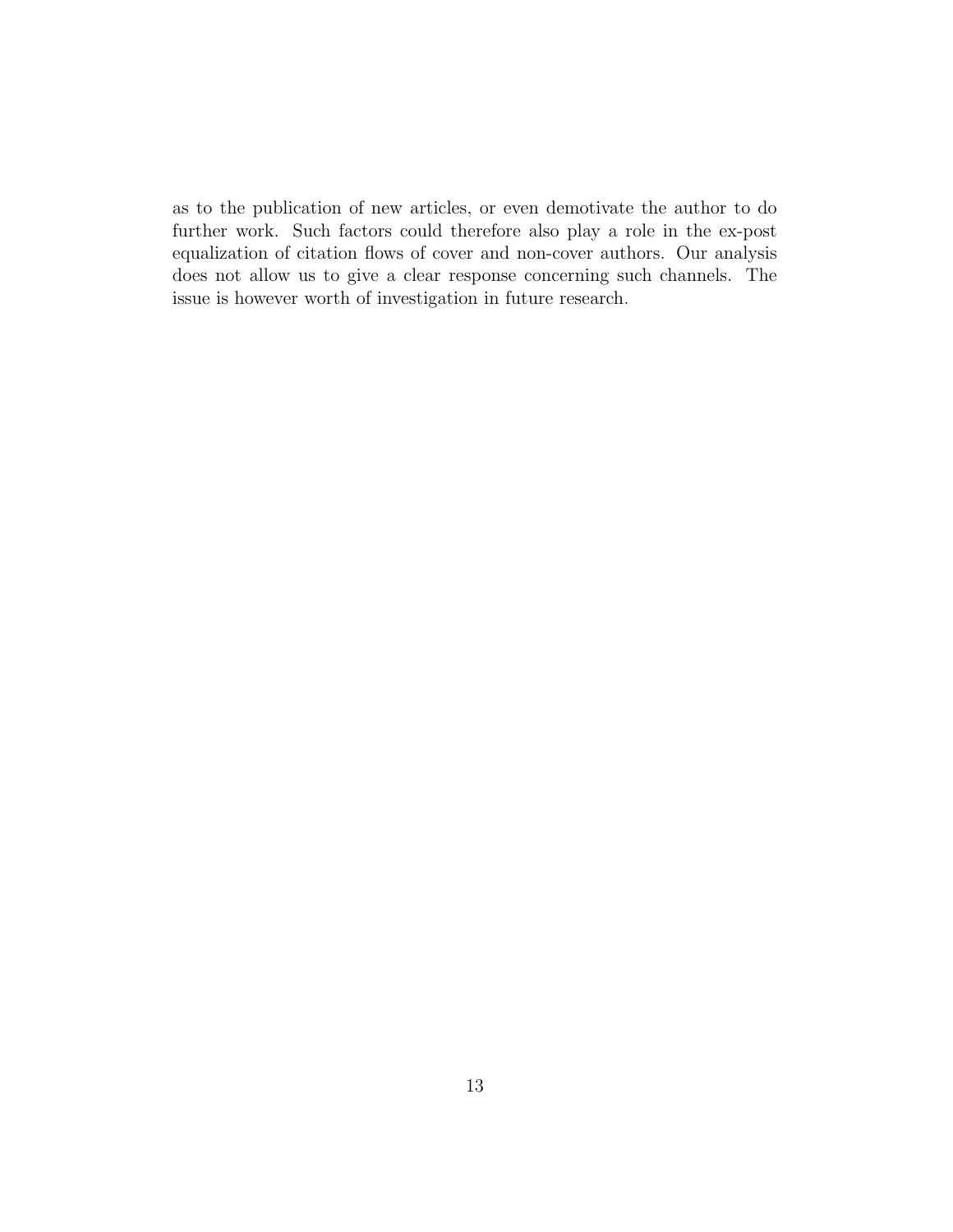as to the publication of new articles, or even demotivate the author to do further work. Such factors could therefore also play a role in the ex-post equalization of citation flows of cover and non-cover authors. Our analysis does not allow us to give a clear response concerning such channels. The issue is however worth of investigation in future research.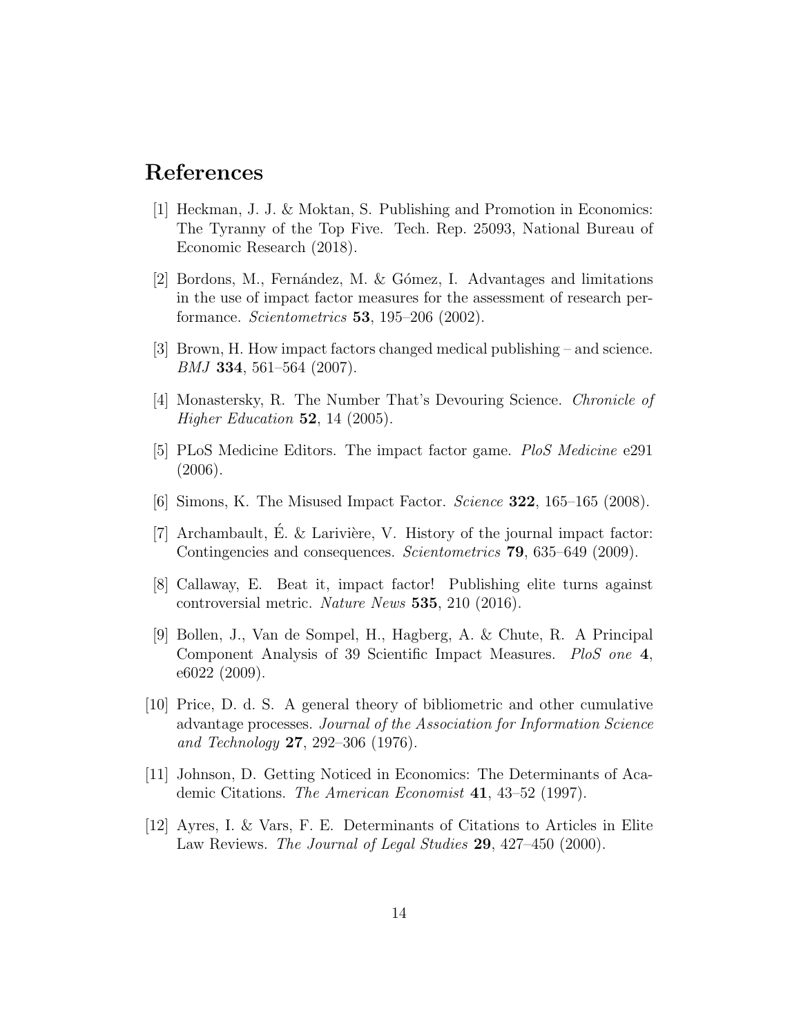# References

[1] Heckman, J. J. & Moktan, S. Publishing and Promotion in Economics: The Tyranny of the Top Five. Tech. Rep. 25093, National Bureau of Economic Research (2018).

[2] Bordons, M., Fernández, M. & Gómez, I. Advantages and limitations in the use of impact factor measures for the assessment of research performance. *Scientometrics* **53**, 195–206 (2002).

[3] Brown, H. How impact factors changed medical publishing – and science. *BMJ* **334**, 561–564 (2007).

[4] Monastersky, R. The Number That's Devouring Science. *Chronicle of Higher Education* **52**, 14 (2005).

[5] PLoS Medicine Editors. The impact factor game. *PloS Medicine* e291 (2006).

[6] Simons, K. The Misused Impact Factor. *Science* **322**, 165–165 (2008).

[7] Archambault, É. & Larivière, V. History of the journal impact factor: Contingencies and consequences. *Scientometrics* **79**, 635–649 (2009).

[8] Callaway, E. Beat it, impact factor! Publishing elite turns against controversial metric. *Nature News* **535**, 210 (2016).

[9] Bollen, J., Van de Sompel, H., Hagberg, A. & Chute, R. A Principal Component Analysis of 39 Scientific Impact Measures. *PloS one* **4**, e6022 (2009).

[10] Price, D. d. S. A general theory of bibliometric and other cumulative advantage processes. *Journal of the Association for Information Science and Technology* **27**, 292–306 (1976).

[11] Johnson, D. Getting Noticed in Economics: The Determinants of Academic Citations. *The American Economist* **41**, 43–52 (1997).

[12] Ayres, I. & Vars, F. E. Determinants of Citations to Articles in Elite Law Reviews. *The Journal of Legal Studies* **29**, 427–450 (2000).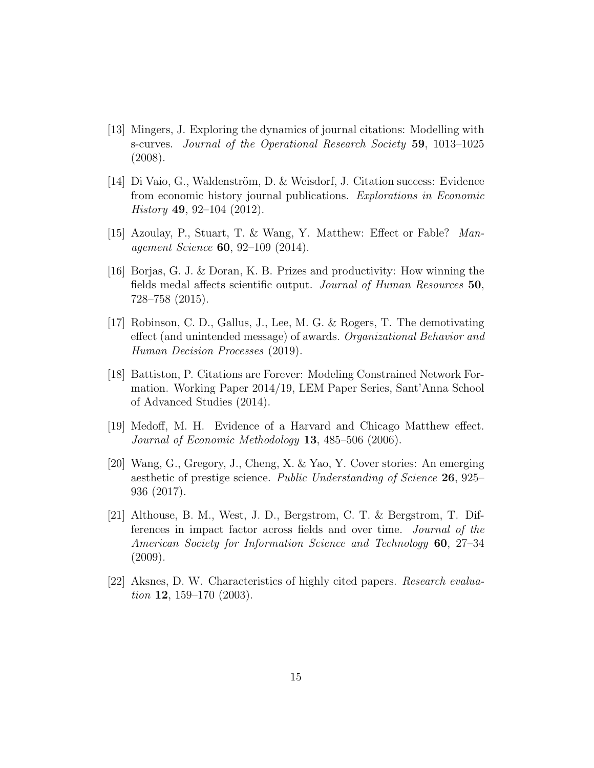[13] Mingers, J. Exploring the dynamics of journal citations: Modelling with s-curves. *Journal of the Operational Research Society* **59**, 1013–1025 (2008).

[14] Di Vaio, G., Waldenström, D. & Weisdorf, J. Citation success: Evidence from economic history journal publications. *Explorations in Economic History* **49**, 92–104 (2012).

[15] Azoulay, P., Stuart, T. & Wang, Y. Matthew: Effect or Fable? *Management Science* **60**, 92–109 (2014).

[16] Borjas, G. J. & Doran, K. B. Prizes and productivity: How winning the fields medal affects scientific output. *Journal of Human Resources* **50**, 728–758 (2015).

[17] Robinson, C. D., Gallus, J., Lee, M. G. & Rogers, T. The demotivating effect (and unintended message) of awards. *Organizational Behavior and Human Decision Processes* (2019).

[18] Battiston, P. Citations are Forever: Modeling Constrained Network Formation. Working Paper 2014/19, LEM Paper Series, Sant'Anna School of Advanced Studies (2014).

[19] Medoff, M. H. Evidence of a Harvard and Chicago Matthew effect. *Journal of Economic Methodology* **13**, 485–506 (2006).

[20] Wang, G., Gregory, J., Cheng, X. & Yao, Y. Cover stories: An emerging aesthetic of prestige science. *Public Understanding of Science* **26**, 925–936 (2017).

[21] Althouse, B. M., West, J. D., Bergstrom, C. T. & Bergstrom, T. Differences in impact factor across fields and over time. *Journal of the American Society for Information Science and Technology* **60**, 27–34 (2009).

[22] Aksnes, D. W. Characteristics of highly cited papers. *Research evaluation* **12**, 159–170 (2003).